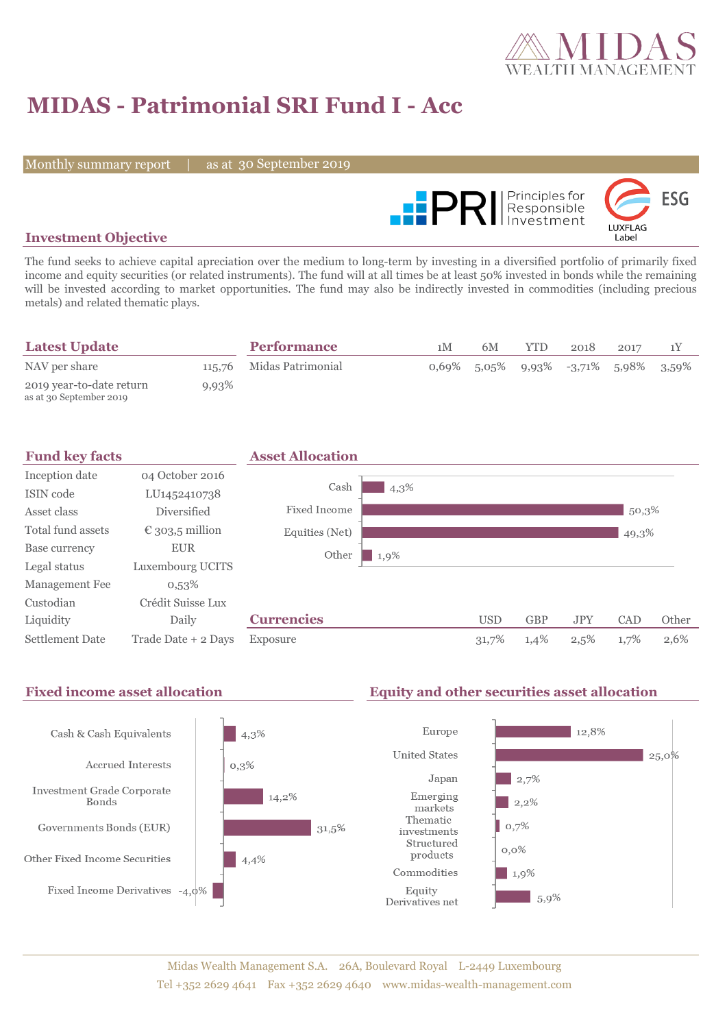# MIDAS - Patrimonial SRI Fund I - Acc

Monthly summary report | as at 30 September 2019

## Investment Objective

The fund seeks to achieve capital apreciation over the medium to long-term by investing in a diversified portfolio of primarily fixed income and equity securities (or related instruments). The fund will at all times be at least 50% invested in bonds while the remaining will be invested according to market opportunities. The fund may also be indirectly invested in commodities (including precious metals) and related thematic plays.

## Latest Update

| | |
|---|---|
| NAV per share | 115,76 |
| 2019 year-to-date return<br>as at 30 September 2019 | 9,93% |

## Performance

| | 1M | 6M | YTD | 2018 | 2017 | 1Y |
|---|---|---|---|---|---|---|
| Midas Patrimonial | 0,69% | 5,05% | 9,93% | -3,71% | 5,98% | 3,59% |

## Fund key facts

| | |
|---|---|
| Inception date | 04 October 2016 |
| ISIN code | LU1452410738 |
| Asset class | Diversified |
| Total fund assets | € 303,5 million |
| Base currency | EUR |
| Legal status | Luxembourg UCITS |
| Management Fee | 0,53% |
| Custodian | Crédit Suisse Lux |
| Liquidity | Daily |
| Settlement Date | Trade Date + 2 Days |

## Asset Allocation

| | |
|---|---|
| Cash | 4,3% |
| Fixed Income | 50,3% |
| Equities (Net) | 49,3% |
| Other | 1,9% |

## Currencies

| | USD | GBP | JPY | CAD | Other |
|---|---|---|---|---|---|
| Exposure | 31,7% | 1,4% | 2,5% | 1,7% | 2,6% |

## Fixed income asset allocation

| | |
|---|---|
| Cash & Cash Equivalents | 4,3% |
| Accrued Interests | 0,3% |
| Investment Grade Corporate Bonds | 14,2% |
| Governments Bonds (EUR) | 31,5% |
| Other Fixed Income Securities | 4,4% |
| Fixed Income Derivatives | -4,0% |

## Equity and other securities asset allocation

| | |
|---|---|
| Europe | 12,8% |
| United States | 25,0% |
| Japan | 2,7% |
| Emerging markets | 2,2% |
| Thematic investments | 0,7% |
| Structured products | 0,0% |
| Commodities | 1,9% |
| Equity Derivatives net | 5,9% |

Midas Wealth Management S.A. 26A, Boulevard Royal L-2449 Luxembourg
Tel +352 2629 4641 Fax +352 2629 4640 www.midas-wealth-management.com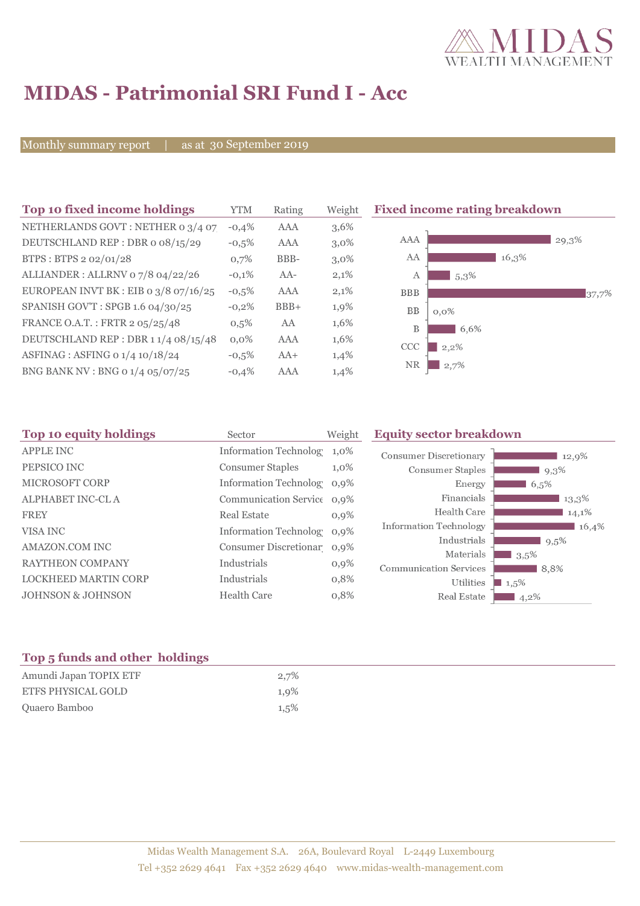# MIDAS - Patrimonial SRI Fund I - Acc

Monthly summary report | as at 30 September 2019

## Top 10 fixed income holdings

| Top 10 fixed income holdings | YTM | Rating | Weight |
|---|---|---|---|
| NETHERLANDS GOVT : NETHER 0 3/4 07 | -0,4% | AAA | 3,6% |
| DEUTSCHLAND REP : DBR 0 08/15/29 | -0,5% | AAA | 3,0% |
| BTPS : BTPS 2 02/01/28 | 0,7% | BBB- | 3,0% |
| ALLIANDER : ALLRNV 0 7/8 04/22/26 | -0,1% | AA- | 2,1% |
| EUROPEAN INVT BK : EIB 0 3/8 07/16/25 | -0,5% | AAA | 2,1% |
| SPANISH GOV'T : SPGB 1.6 04/30/25 | -0,2% | BBB+ | 1,9% |
| FRANCE O.A.T. : FRTR 2 05/25/48 | 0,5% | AA | 1,6% |
| DEUTSCHLAND REP : DBR 1 1/4 08/15/48 | 0,0% | AAA | 1,6% |
| ASFINAG : ASFING 0 1/4 10/18/24 | -0,5% | AA+ | 1,4% |
| BNG BANK NV : BNG 0 1/4 05/07/25 | -0,4% | AAA | 1,4% |

## Fixed income rating breakdown

| Rating | Weight |
|---|---|
| AAA | 29,3% |
| AA | 16,3% |
| A | 5,3% |
| BBB | 37,7% |
| BB | 0,0% |
| B | 6,6% |
| CCC | 2,2% |
| NR | 2,7% |

## Top 10 equity holdings

| Top 10 equity holdings | Sector | Weight |
|---|---|---|
| APPLE INC | Information Technolog | 1,0% |
| PEPSICO INC | Consumer Staples | 1,0% |
| MICROSOFT CORP | Information Technolog | 0,9% |
| ALPHABET INC-CL A | Communication Service | 0,9% |
| FREY | Real Estate | 0,9% |
| VISA INC | Information Technolog | 0,9% |
| AMAZON.COM INC | Consumer Discretionar | 0,9% |
| RAYTHEON COMPANY | Industrials | 0,9% |
| LOCKHEED MARTIN CORP | Industrials | 0,8% |
| JOHNSON & JOHNSON | Health Care | 0,8% |

## Equity sector breakdown

| Sector | Weight |
|---|---|
| Consumer Discretionary | 12,9% |
| Consumer Staples | 9,3% |
| Energy | 6,5% |
| Financials | 13,3% |
| Health Care | 14,1% |
| Information Technology | 16,4% |
| Industrials | 9,5% |
| Materials | 3,5% |
| Communication Services | 8,8% |
| Utilities | 1,5% |
| Real Estate | 4,2% |

## Top 5 funds and other holdings

| Top 5 funds and other holdings | |
|---|---|
| Amundi Japan TOPIX ETF | 2,7% |
| ETFS PHYSICAL GOLD | 1,9% |
| Quaero Bamboo | 1,5% |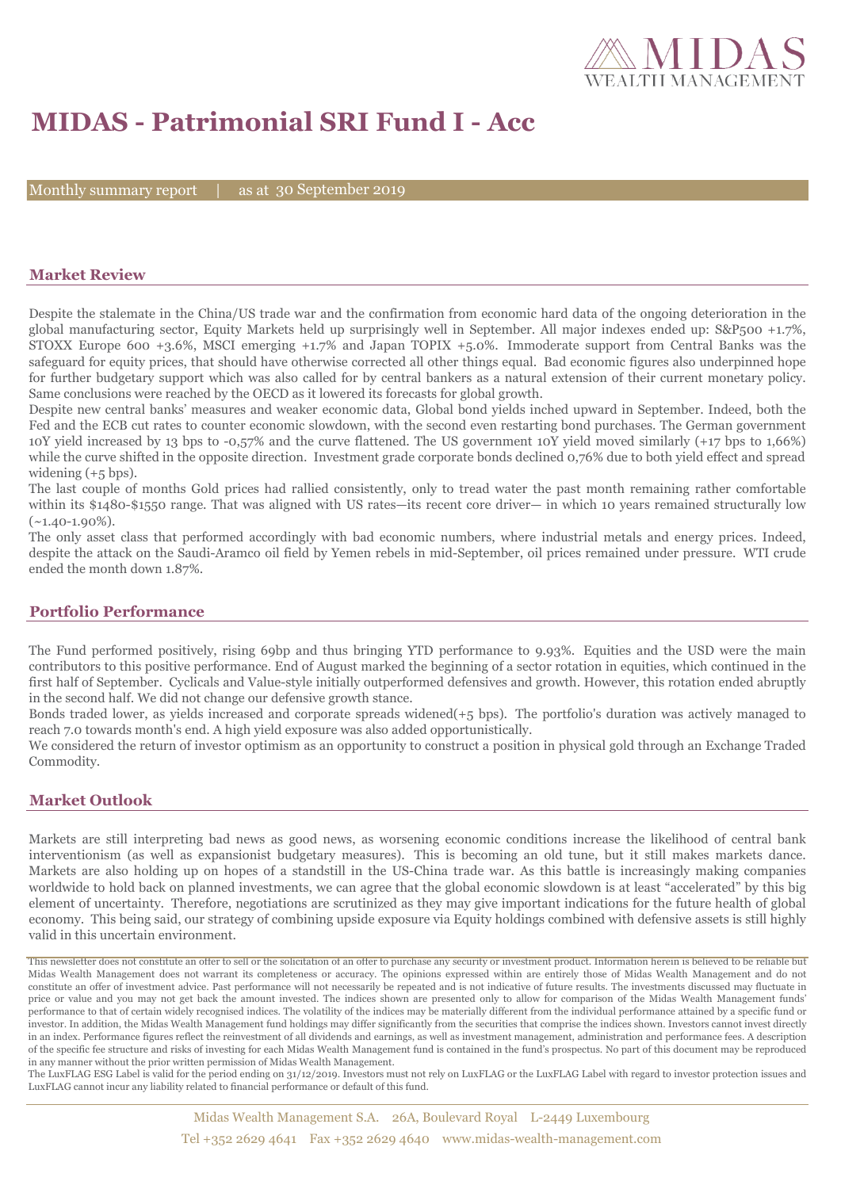# MIDAS - Patrimonial SRI Fund I - Acc

Monthly summary report | as at 30 September 2019

## Market Review

Despite the stalemate in the China/US trade war and the confirmation from economic hard data of the ongoing deterioration in the global manufacturing sector, Equity Markets held up surprisingly well in September. All major indexes ended up: S&P500 +1.7%, STOXX Europe 600 +3.6%, MSCI emerging +1.7% and Japan TOPIX +5.0%. Immoderate support from Central Banks was the safeguard for equity prices, that should have otherwise corrected all other things equal. Bad economic figures also underpinned hope for further budgetary support which was also called for by central bankers as a natural extension of their current monetary policy. Same conclusions were reached by the OECD as it lowered its forecasts for global growth.

Despite new central banks' measures and weaker economic data, Global bond yields inched upward in September. Indeed, both the Fed and the ECB cut rates to counter economic slowdown, with the second even restarting bond purchases. The German government 10Y yield increased by 13 bps to -0,57% and the curve flattened. The US government 10Y yield moved similarly (+17 bps to 1,66%) while the curve shifted in the opposite direction. Investment grade corporate bonds declined 0,76% due to both yield effect and spread widening (+5 bps).

The last couple of months Gold prices had rallied consistently, only to tread water the past month remaining rather comfortable within its $1480-$1550 range. That was aligned with US rates—its recent core driver— in which 10 years remained structurally low (~1.40-1.90%).

The only asset class that performed accordingly with bad economic numbers, where industrial metals and energy prices. Indeed, despite the attack on the Saudi-Aramco oil field by Yemen rebels in mid-September, oil prices remained under pressure. WTI crude ended the month down 1.87%.

## Portfolio Performance

The Fund performed positively, rising 69bp and thus bringing YTD performance to 9.93%. Equities and the USD were the main contributors to this positive performance. End of August marked the beginning of a sector rotation in equities, which continued in the first half of September. Cyclicals and Value-style initially outperformed defensives and growth. However, this rotation ended abruptly in the second half. We did not change our defensive growth stance.

Bonds traded lower, as yields increased and corporate spreads widened(+5 bps). The portfolio's duration was actively managed to reach 7.0 towards month's end. A high yield exposure was also added opportunistically.

We considered the return of investor optimism as an opportunity to construct a position in physical gold through an Exchange Traded Commodity.

## Market Outlook

Markets are still interpreting bad news as good news, as worsening economic conditions increase the likelihood of central bank interventionism (as well as expansionist budgetary measures). This is becoming an old tune, but it still makes markets dance. Markets are also holding up on hopes of a standstill in the US-China trade war. As this battle is increasingly making companies worldwide to hold back on planned investments, we can agree that the global economic slowdown is at least "accelerated" by this big element of uncertainty. Therefore, negotiations are scrutinized as they may give important indications for the future health of global economy. This being said, our strategy of combining upside exposure via Equity holdings combined with defensive assets is still highly valid in this uncertain environment.

This newsletter does not constitute an offer to sell or the solicitation of an offer to purchase any security or investment product. Information herein is believed to be reliable but Midas Wealth Management does not warrant its completeness or accuracy. The opinions expressed within are entirely those of Midas Wealth Management and do not constitute an offer of investment advice. Past performance will not necessarily be repeated and is not indicative of future results. The investments discussed may fluctuate in price or value and you may not get back the amount invested. The indices shown are presented only to allow for comparison of the Midas Wealth Management funds' performance to that of certain widely recognised indices. The volatility of the indices may be materially different from the individual performance attained by a specific fund or investor. In addition, the Midas Wealth Management fund holdings may differ significantly from the securities that comprise the indices shown. Investors cannot invest directly in an index. Performance figures reflect the reinvestment of all dividends and earnings, as well as investment management, administration and performance fees. A description of the specific fee structure and risks of investing for each Midas Wealth Management fund is contained in the fund's prospectus. No part of this document may be reproduced in any manner without the prior written permission of Midas Wealth Management.

The LuxFLAG ESG Label is valid for the period ending on 31/12/2019. Investors must not rely on LuxFLAG or the LuxFLAG Label with regard to investor protection issues and LuxFLAG cannot incur any liability related to financial performance or default of this fund.

Midas Wealth Management S.A. 26A, Boulevard Royal L-2449 Luxembourg

Tel +352 2629 4641 Fax +352 2629 4640 www.midas-wealth-management.com